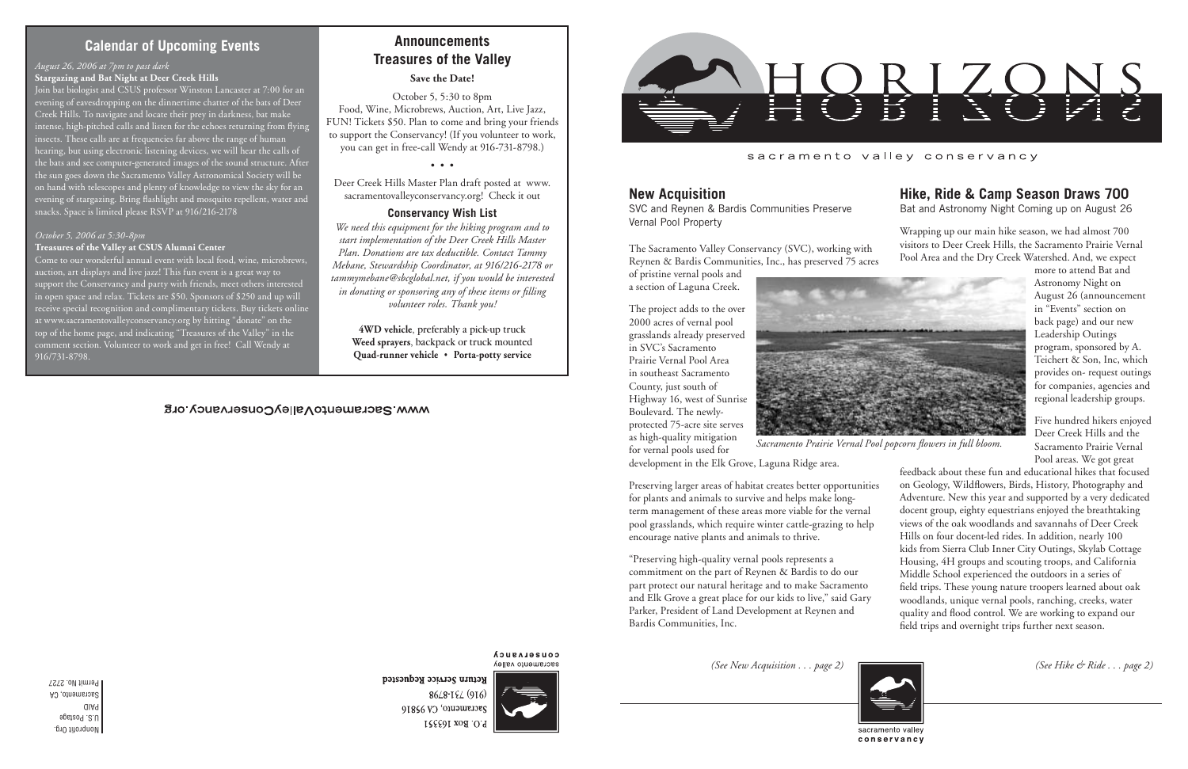## Calendar of Upcoming Events

*August 26, 2006 at 7pm to past dark*

**Stargazing and Bat Night at Deer Creek Hills**

Join bat biologist and CSUS professor Winston Lancaster at 7:00 for an evening of eavesdropping on the dinnertime chatter of the bats of Deer Creek Hills. To navigate and locate their prey in darkness, bat make intense, high-pitched calls and listen for the echoes returning from flying insects. These calls are at frequencies far above the range of human hearing, but using electronic listening devices, we will hear the calls of the bats and see computer-generated images of the sound structure. After the sun goes down the Sacramento Valley Astronomical Society will be on hand with telescopes and plenty of knowledge to view the sky for an evening of stargazing. Bring flashlight and mosquito repellent, water and snacks. Space is limited please RSVP at 916/216-2178

*October 5, 2006 at 5:30-8pm*

**Treasures of the Valley at CSUS Alumni Center**

Come to our wonderful annual event with local food, wine, microbrews, auction, art displays and live jazz! This fun event is a great way to support the Conservancy and party with friends, meet others interested in open space and relax. Tickets are $50. Sponsors of $250 and up will receive special recognition and complimentary tickets. Buy tickets online at www.sacramentovalleyconservancy.org by hitting "donate" on the top of the home page, and indicating "Treasures of the Valley" in the comment section. Volunteer to work and get in free! Call Wendy at 916/731-8798.

## Announcements

## Treasures of the Valley

**Save the Date!**

October 5, 5:30 to 8pm
Food, Wine, Microbrews, Auction, Art, Live Jazz, FUN! Tickets $50. Plan to come and bring your friends to support the Conservancy! (If you volunteer to work, you can get in free-call Wendy at 916-731-8798.)

• • •

Deer Creek Hills Master Plan draft posted at www.sacramentovalleyconservancy.org! Check it out

### Conservancy Wish List

*We need this equipment for the hiking program and to start implementation of the Deer Creek Hills Master Plan. Donations are tax deductible. Contact Tammy Mebane, Stewardship Coordinator, at 916/216-2178 or tammymebane@sbcglobal.net, if you would be interested in donating or sponsoring any of these items or filling volunteer roles. Thank you!*

**4WD vehicle**, preferably a pick-up truck
**Weed sprayers**, backpack or truck mounted
**Quad-runner vehicle** • **Porta-potty service**

www.SacramentoValleyConservancy.org

sacramento valley conservancy
P.O. Box 163351
Sacramento, CA 95816
(916) 731-8798
**Return Service Requested**

Nonprofit Org.
U.S. Postage
PAID
Sacramento, CA
Permit No. 2727

# HORIZONS

sacramento valley conservancy

## New Acquisition

SVC and Reynen & Bardis Communities Preserve Vernal Pool Property

The Sacramento Valley Conservancy (SVC), working with Reynen & Bardis Communities, Inc., has preserved 75 acres of pristine vernal pools and a section of Laguna Creek.

The project adds to the over 2000 acres of vernal pool grasslands already preserved in SVC's Sacramento Prairie Vernal Pool Area in southeast Sacramento County, just south of Highway 16, west of Sunrise Boulevard. The newly-protected 75-acre site serves as high-quality mitigation for vernal pools used for development in the Elk Grove, Laguna Ridge area.

*Sacramento Prairie Vernal Pool popcorn flowers in full bloom.*

Preserving larger areas of habitat creates better opportunities for plants and animals to survive and helps make long-term management of these areas more viable for the vernal pool grasslands, which require winter cattle-grazing to help encourage native plants and animals to thrive.

"Preserving high-quality vernal pools represents a commitment on the part of Reynen & Bardis to do our part protect our natural heritage and to make Sacramento and Elk Grove a great place for our kids to live," said Gary Parker, President of Land Development at Reynen and Bardis Communities, Inc.

*(See New Acquisition . . . page 2)*

## Hike, Ride & Camp Season Draws 700

Bat and Astronomy Night Coming up on August 26

Wrapping up our main hike season, we had almost 700 visitors to Deer Creek Hills, the Sacramento Prairie Vernal Pool Area and the Dry Creek Watershed. And, we expect more to attend Bat and Astronomy Night on August 26 (announcement in "Events" section on back page) and our new Leadership Outings program, sponsored by A. Teichert & Son, Inc, which provides on- request outings for companies, agencies and regional leadership groups.

Five hundred hikers enjoyed Deer Creek Hills and the Sacramento Prairie Vernal Pool areas. We got great feedback about these fun and educational hikes that focused on Geology, Wildflowers, Birds, History, Photography and Adventure. New this year and supported by a very dedicated docent group, eighty equestrians enjoyed the breathtaking views of the oak woodlands and savannahs of Deer Creek Hills on four docent-led rides. In addition, nearly 100 kids from Sierra Club Inner City Outings, Skylab Cottage Housing, 4H groups and scouting troops, and California Middle School experienced the outdoors in a series of field trips. These young nature troopers learned about oak woodlands, unique vernal pools, ranching, creeks, water quality and flood control. We are working to expand our field trips and overnight trips further next season.

*(See Hike & Ride . . . page 2)*

sacramento valley conservancy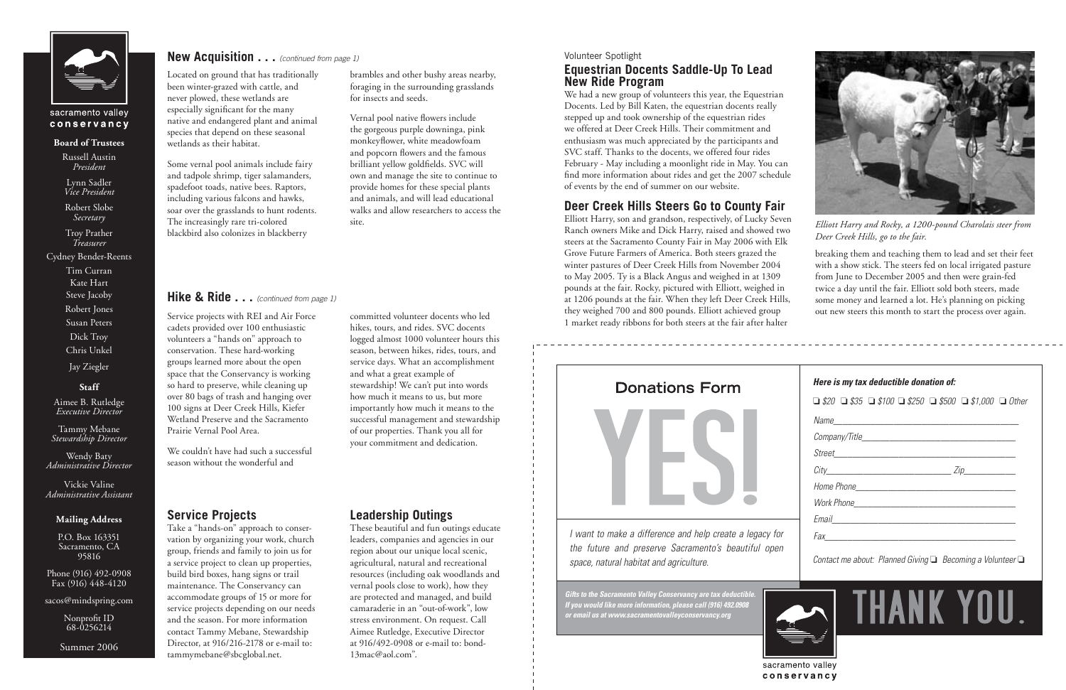sacramento valley
**conservancy**

**Board of Trustees**

Russell Austin
*President*

Lynn Sadler
*Vice President*

Robert Slobe
*Secretary*

Troy Prather
*Treasurer*

Cydney Bender-Reents

Tim Curran

Kate Hart

Steve Jacoby

Robert Jones

Susan Peters

Dick Troy

Chris Unkel

Jay Ziegler

**Staff**

Aimee B. Rutledge
*Executive Director*

Tammy Mebane
*Stewardship Director*

Wendy Baty
*Administrative Director*

Vickie Valine
*Administrative Assistant*

**Mailing Address**

P.O. Box 163351
Sacramento, CA
95816

Phone (916) 492-0908
Fax (916) 448-4120

sacos@mindspring.com

Nonprofit ID
68-0256214

Summer 2006

## New Acquisition . . . *(continued from page 1)*

Located on ground that has traditionally been winter-grazed with cattle, and never plowed, these wetlands are especially significant for the many native and endangered plant and animal species that depend on these seasonal wetlands as their habitat.

Some vernal pool animals include fairy and tadpole shrimp, tiger salamanders, spadefoot toads, native bees. Raptors, including various falcons and hawks, soar over the grasslands to hunt rodents. The increasingly rare tri-colored blackbird also colonizes in blackberry brambles and other bushy areas nearby, foraging in the surrounding grasslands for insects and seeds.

Vernal pool native flowers include the gorgeous purple downinga, pink monkeyflower, white meadowfoam and popcorn flowers and the famous brilliant yellow goldfields. SVC will own and manage the site to continue to provide homes for these special plants and animals, and will lead educational walks and allow researchers to access the site.

## Hike & Ride . . . *(continued from page 1)*

Service projects with REI and Air Force cadets provided over 100 enthusiastic volunteers a "hands on" approach to conservation. These hard-working groups learned more about the open space that the Conservancy is working so hard to preserve, while cleaning up over 80 bags of trash and hanging over 100 signs at Deer Creek Hills, Kiefer Wetland Preserve and the Sacramento Prairie Vernal Pool Area.

We couldn't have had such a successful season without the wonderful and committed volunteer docents who led hikes, tours, and rides. SVC docents logged almost 1000 volunteer hours this season, between hikes, rides, tours, and service days. What an accomplishment and what a great example of stewardship! We can't put into words how much it means to us, but more importantly how much it means to the successful management and stewardship of our properties. Thank you all for your commitment and dedication.

## Service Projects

Take a "hands-on" approach to conservation by organizing your work, church group, friends and family to join us for a service project to clean up properties, build bird boxes, hang signs or trail maintenance. The Conservancy can accommodate groups of 15 or more for service projects depending on our needs and the season. For more information contact Tammy Mebane, Stewardship Director, at 916/216-2178 or e-mail to: tammymebane@sbcglobal.net.

## Leadership Outings

These beautiful and fun outings educate leaders, companies and agencies in our region about our unique local scenic, agricultural, natural and recreational resources (including oak woodlands and vernal pools close to work), how they are protected and managed, and build camaraderie in an "out-of-work", low stress environment. On request. Call Aimee Rutledge, Executive Director at 916/492-0908 or e-mail to: bond-13mac@aol.com".

Volunteer Spotlight

## Equestrian Docents Saddle-Up To Lead New Ride Program

We had a new group of volunteers this year, the Equestrian Docents. Led by Bill Katen, the equestrian docents really stepped up and took ownership of the equestrian rides we offered at Deer Creek Hills. Their commitment and enthusiasm was much appreciated by the participants and SVC staff. Thanks to the docents, we offered four rides February - May including a moonlight ride in May. You can find more information about rides and get the 2007 schedule of events by the end of summer on our website.

## Deer Creek Hills Steers Go to County Fair

*Elliott Harry and Rocky, a 1200-pound Charolais steer from Deer Creek Hills, go to the fair.*

Elliott Harry, son and grandson, respectively, of Lucky Seven Ranch owners Mike and Dick Harry, raised and showed two steers at the Sacramento County Fair in May 2006 with Elk Grove Future Farmers of America. Both steers grazed the winter pastures of Deer Creek Hills from November 2004 to May 2005. Ty is a Black Angus and weighed in at 1309 pounds at the fair. Rocky, pictured with Elliott, weighed in at 1206 pounds at the fair. When they left Deer Creek Hills, they weighed 700 and 800 pounds. Elliott achieved group 1 market ready ribbons for both steers at the fair after halter breaking them and teaching them to lead and set their feet with a show stick. The steers fed on local irrigated pasture from June to December 2005 and then were grain-fed twice a day until the fair. Elliott sold both steers, made some money and learned a lot. He's planning on picking out new steers this month to start the process over again.

## Donations Form

# YES!

*I want to make a difference and help create a legacy for the future and preserve Sacramento's beautiful open space, natural habitat and agriculture.*

***Gifts to the Sacramento Valley Conservancy are tax deductible. If you would like more information, please call (916) 492.0908 or email us at www.sacramentovalleyconservancy.org***

***Here is my tax deductible donation of:***

❑ $20 ❑ $35 ❑ $100 ❑ $250 ❑ $500 ❑ $1,000 ❑ Other

Name_______________________________________

Company/Title_______________________________

Street______________________________________

City___________________________ Zip__________

Home Phone_________________________________

Work Phone_________________________________

Email______________________________________

Fax________________________________________

Contact me about: Planned Giving ❑ Becoming a Volunteer ❑

# THANK YOU.

sacramento valley
**conservancy**